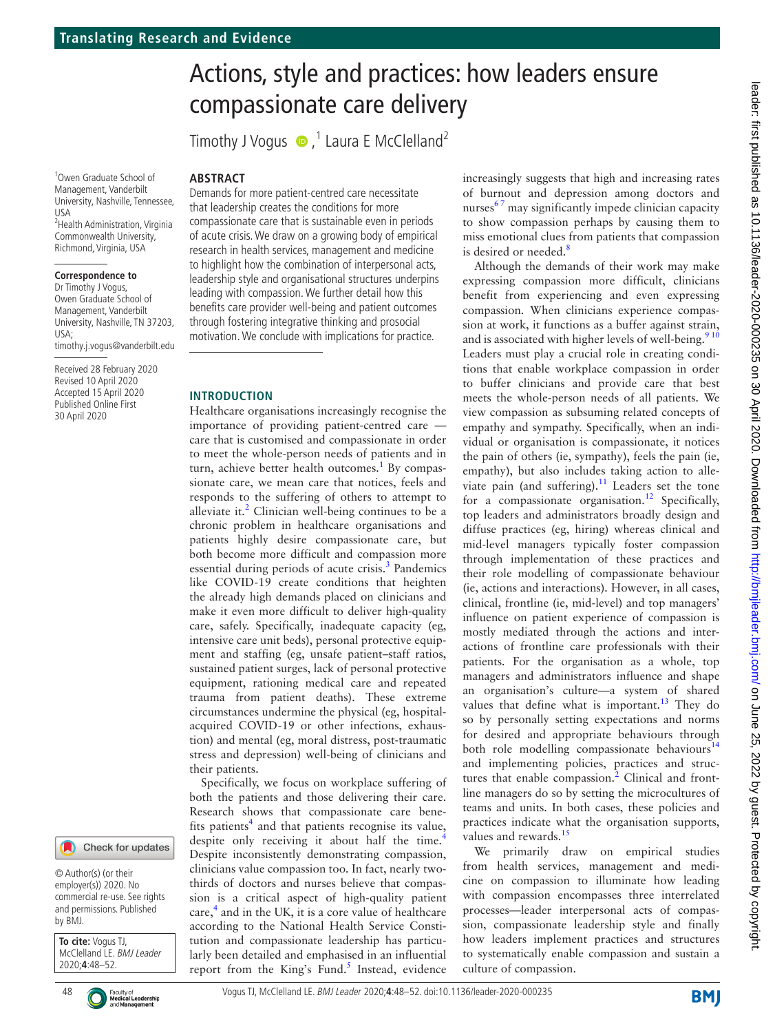# Actions, style and practices: how leaders ensure compassionate care delivery

Timothy J Vogus,[1] Laura E McClelland[2]

[1]Owen Graduate School of Management, Vanderbilt University, Nashville, Tennessee, USA
[2]Health Administration, Virginia Commonwealth University, Richmond, Virginia, USA

**Correspondence to**
Dr Timothy J Vogus, Owen Graduate School of Management, Vanderbilt University, Nashville, TN 37203, USA; timothy.j.vogus@vanderbilt.edu

Received 28 February 2020
Revised 10 April 2020
Accepted 15 April 2020
Published Online First 30 April 2020

© Author(s) (or their employer(s)) 2020. No commercial re-use. See rights and permissions. Published by BMJ.

**To cite:** Vogus TJ, McClelland LE. *BMJ Leader* 2020;**4**:48–52.

## ABSTRACT

Demands for more patient-centred care necessitate that leadership creates the conditions for more compassionate care that is sustainable even in periods of acute crisis. We draw on a growing body of empirical research in health services, management and medicine to highlight how the combination of interpersonal acts, leadership style and organisational structures underpins leading with compassion. We further detail how this benefits care provider well-being and patient outcomes through fostering integrative thinking and prosocial motivation. We conclude with implications for practice.

## INTRODUCTION

Healthcare organisations increasingly recognise the importance of providing patient-centred care — care that is customised and compassionate in order to meet the whole-person needs of patients and in turn, achieve better health outcomes.[1] By compassionate care, we mean care that notices, feels and responds to the suffering of others to attempt to alleviate it.[2] Clinician well-being continues to be a chronic problem in healthcare organisations and patients highly desire compassionate care, but both become more difficult and compassion more essential during periods of acute crisis.[3] Pandemics like COVID-19 create conditions that heighten the already high demands placed on clinicians and make it even more difficult to deliver high-quality care, safely. Specifically, inadequate capacity (eg, intensive care unit beds), personal protective equipment and staffing (eg, unsafe patient–staff ratios, sustained patient surges, lack of personal protective equipment, rationing medical care and repeated trauma from patient deaths). These extreme circumstances undermine the physical (eg, hospital-acquired COVID-19 or other infections, exhaustion) and mental (eg, moral distress, post-traumatic stress and depression) well-being of clinicians and their patients.

Specifically, we focus on workplace suffering of both the patients and those delivering their care. Research shows that compassionate care benefits patients[4] and that patients recognise its value, despite only receiving it about half the time.[4] Despite inconsistently demonstrating compassion, clinicians value compassion too. In fact, nearly two-thirds of doctors and nurses believe that compassion is a critical aspect of high-quality patient care,[4] and in the UK, it is a core value of healthcare according to the National Health Service Constitution and compassionate leadership has particularly been detailed and emphasised in an influential report from the King's Fund.[5] Instead, evidence increasingly suggests that high and increasing rates of burnout and depression among doctors and nurses[6,7] may significantly impede clinician capacity to show compassion perhaps by causing them to miss emotional clues from patients that compassion is desired or needed.[8]

Although the demands of their work may make expressing compassion more difficult, clinicians benefit from experiencing and even expressing compassion. When clinicians experience compassion at work, it functions as a buffer against strain, and is associated with higher levels of well-being.[9,10] Leaders must play a crucial role in creating conditions that enable workplace compassion in order to buffer clinicians and provide care that best meets the whole-person needs of all patients. We view compassion as subsuming related concepts of empathy and sympathy. Specifically, when an individual or organisation is compassionate, it notices the pain of others (ie, sympathy), feels the pain (ie, empathy), but also includes taking action to alleviate pain (and suffering).[11] Leaders set the tone for a compassionate organisation.[12] Specifically, top leaders and administrators broadly design and diffuse practices (eg, hiring) whereas clinical and mid-level managers typically foster compassion through implementation of these practices and their role modelling of compassionate behaviour (ie, actions and interactions). However, in all cases, clinical, frontline (ie, mid-level) and top managers' influence on patient experience of compassion is mostly mediated through the actions and interactions of frontline care professionals with their patients. For the organisation as a whole, top managers and administrators influence and shape an organisation's culture—a system of shared values that define what is important.[13] They do so by personally setting expectations and norms for desired and appropriate behaviours through both role modelling compassionate behaviours[14] and implementing policies, practices and structures that enable compassion.[2] Clinical and frontline managers do so by setting the microcultures of teams and units. In both cases, these policies and practices indicate what the organisation supports, values and rewards.[15]

We primarily draw on empirical studies from health services, management and medicine on compassion to illuminate how leading with compassion encompasses three interrelated processes—leader interpersonal acts of compassion, compassionate leadership style and finally how leaders implement practices and structures to systematically enable compassion and sustain a culture of compassion.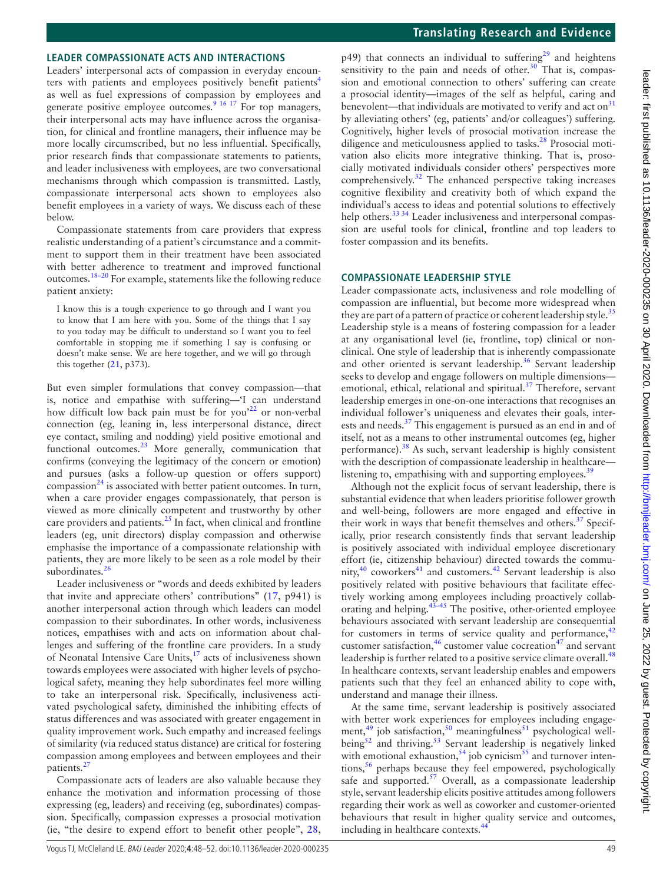## LEADER COMPASSIONATE ACTS AND INTERACTIONS

Leaders' interpersonal acts of compassion in everyday encounters with patients and employees positively benefit patients[4] as well as fuel expressions of compassion by employees and generate positive employee outcomes.[9 16 17] For top managers, their interpersonal acts may have influence across the organisation, for clinical and frontline managers, their influence may be more locally circumscribed, but no less influential. Specifically, prior research finds that compassionate statements to patients, and leader inclusiveness with employees, are two conversational mechanisms through which compassion is transmitted. Lastly, compassionate interpersonal acts shown to employees also benefit employees in a variety of ways. We discuss each of these below.

Compassionate statements from care providers that express realistic understanding of a patient's circumstance and a commitment to support them in their treatment have been associated with better adherence to treatment and improved functional outcomes.[18–20] For example, statements like the following reduce patient anxiety:

> I know this is a tough experience to go through and I want you to know that I am here with you. Some of the things that I say to you today may be difficult to understand so I want you to feel comfortable in stopping me if something I say is confusing or doesn't make sense. We are here together, and we will go through this together (21, p373).

But even simpler formulations that convey compassion—that is, notice and empathise with suffering—'I can understand how difficult low back pain must be for you'[22] or non-verbal connection (eg, leaning in, less interpersonal distance, direct eye contact, smiling and nodding) yield positive emotional and functional outcomes.[23] More generally, communication that confirms (conveying the legitimacy of the concern or emotion) and pursues (asks a follow-up question or offers support) compassion[24] is associated with better patient outcomes. In turn, when a care provider engages compassionately, that person is viewed as more clinically competent and trustworthy by other care providers and patients.[25] In fact, when clinical and frontline leaders (eg, unit directors) display compassion and otherwise emphasise the importance of a compassionate relationship with patients, they are more likely to be seen as a role model by their subordinates.[26]

Leader inclusiveness or "words and deeds exhibited by leaders that invite and appreciate others' contributions" (17, p941) is another interpersonal action through which leaders can model compassion to their subordinates. In other words, inclusiveness notices, empathises with and acts on information about challenges and suffering of the frontline care providers. In a study of Neonatal Intensive Care Units,[17] acts of inclusiveness shown towards employees were associated with higher levels of psychological safety, meaning they help subordinates feel more willing to take an interpersonal risk. Specifically, inclusiveness activated psychological safety, diminished the inhibiting effects of status differences and was associated with greater engagement in quality improvement work. Such empathy and increased feelings of similarity (via reduced status distance) are critical for fostering compassion among employees and between employees and their patients.[27]

Compassionate acts of leaders are also valuable because they enhance the motivation and information processing of those expressing (eg, leaders) and receiving (eg, subordinates) compassion. Specifically, compassion expresses a prosocial motivation (ie, "the desire to expend effort to benefit other people", 28, p49) that connects an individual to suffering[29] and heightens sensitivity to the pain and needs of other.[30] That is, compassion and emotional connection to others' suffering can create a prosocial identity—images of the self as helpful, caring and benevolent—that individuals are motivated to verify and act on[31] by alleviating others' (eg, patients' and/or colleagues') suffering. Cognitively, higher levels of prosocial motivation increase the diligence and meticulousness applied to tasks.[28] Prosocial motivation also elicits more integrative thinking. That is, prosocially motivated individuals consider others' perspectives more comprehensively.[32] The enhanced perspective taking increases cognitive flexibility and creativity both of which expand the individual's access to ideas and potential solutions to effectively help others.[33 34] Leader inclusiveness and interpersonal compassion are useful tools for clinical, frontline and top leaders to foster compassion and its benefits.

## COMPASSIONATE LEADERSHIP STYLE

Leader compassionate acts, inclusiveness and role modelling of compassion are influential, but become more widespread when they are part of a pattern of practice or coherent leadership style.[35] Leadership style is a means of fostering compassion for a leader at any organisational level (ie, frontline, top) clinical or nonclinical. One style of leadership that is inherently compassionate and other oriented is servant leadership.[36] Servant leadership seeks to develop and engage followers on multiple dimensions—emotional, ethical, relational and spiritual.[37] Therefore, servant leadership emerges in one-on-one interactions that recognises an individual follower's uniqueness and elevates their goals, interests and needs.[37] This engagement is pursued as an end in and of itself, not as a means to other instrumental outcomes (eg, higher performance).[38] As such, servant leadership is highly consistent with the description of compassionate leadership in healthcare—listening to, empathising with and supporting employees.[39]

Although not the explicit focus of servant leadership, there is substantial evidence that when leaders prioritise follower growth and well-being, followers are more engaged and effective in their work in ways that benefit themselves and others.[37] Specifically, prior research consistently finds that servant leadership is positively associated with individual employee discretionary effort (ie, citizenship behaviour) directed towards the community,[40] coworkers[41] and customers.[42] Servant leadership is also positively related with positive behaviours that facilitate effectively working among employees including proactively collaborating and helping.[43–45] The positive, other-oriented employee behaviours associated with servant leadership are consequential for customers in terms of service quality and performance,[42] customer satisfaction,[46] customer value cocreation[47] and servant leadership is further related to a positive service climate overall.[48] In healthcare contexts, servant leadership enables and empowers patients such that they feel an enhanced ability to cope with, understand and manage their illness.

At the same time, servant leadership is positively associated with better work experiences for employees including engagement,[49] job satisfaction,[50] meaningfulness[51] psychological wellbeing[52] and thriving.[53] Servant leadership is negatively linked with emotional exhaustion,[54] job cynicism[55] and turnover intentions,[56] perhaps because they feel empowered, psychologically safe and supported.[57] Overall, as a compassionate leadership style, servant leadership elicits positive attitudes among followers regarding their work as well as coworker and customer-oriented behaviours that result in higher quality service and outcomes, including in healthcare contexts.[44]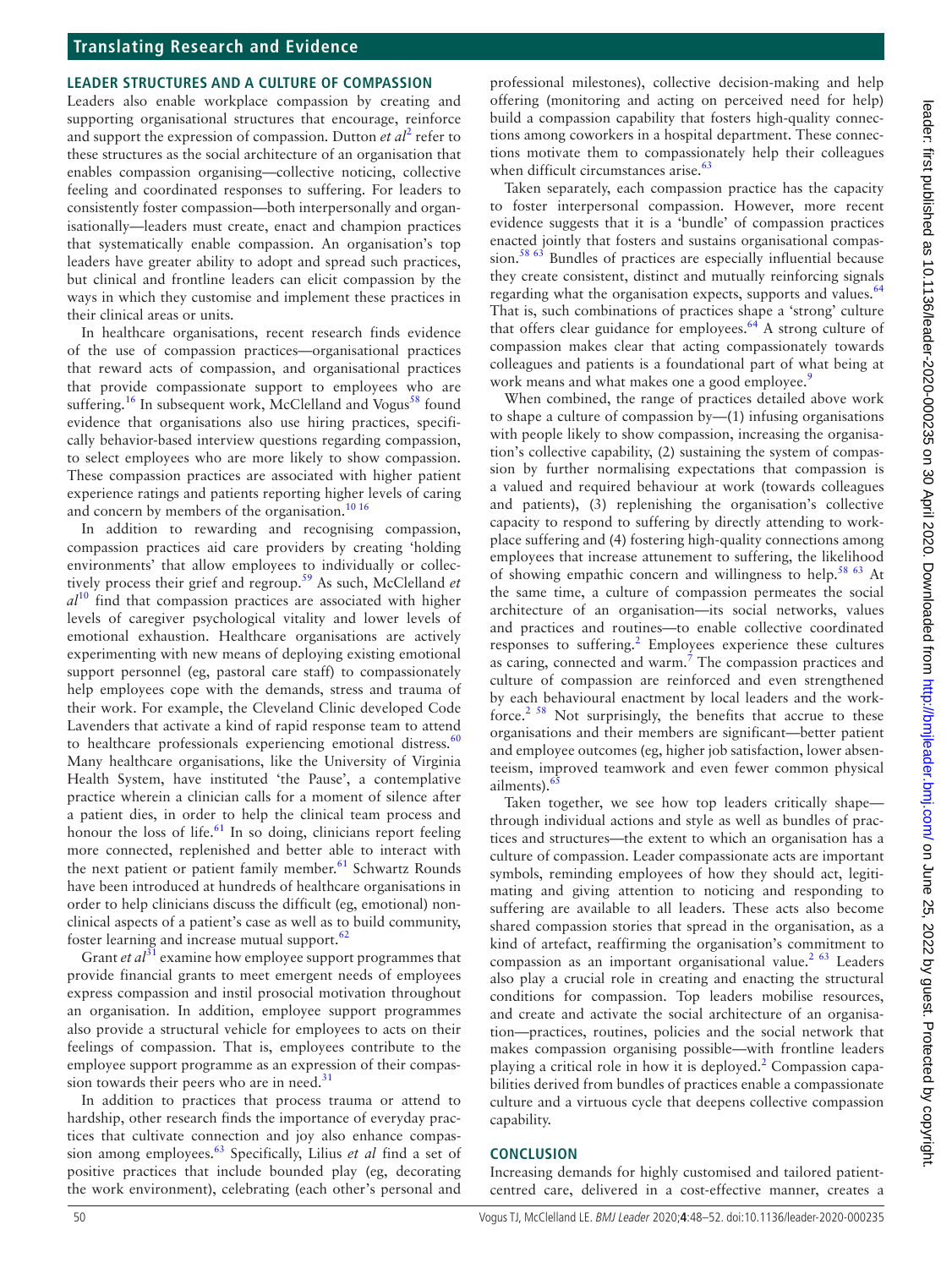## LEADER STRUCTURES AND A CULTURE OF COMPASSION

Leaders also enable workplace compassion by creating and supporting organisational structures that encourage, reinforce and support the expression of compassion. Dutton *et al*[2] refer to these structures as the social architecture of an organisation that enables compassion organising—collective noticing, collective feeling and coordinated responses to suffering. For leaders to consistently foster compassion—both interpersonally and organisationally—leaders must create, enact and champion practices that systematically enable compassion. An organisation's top leaders have greater ability to adopt and spread such practices, but clinical and frontline leaders can elicit compassion by the ways in which they customise and implement these practices in their clinical areas or units.

In healthcare organisations, recent research finds evidence of the use of compassion practices—organisational practices that reward acts of compassion, and organisational practices that provide compassionate support to employees who are suffering.[16] In subsequent work, McClelland and Vogus[58] found evidence that organisations also use hiring practices, specifically behavior-based interview questions regarding compassion, to select employees who are more likely to show compassion. These compassion practices are associated with higher patient experience ratings and patients reporting higher levels of caring and concern by members of the organisation.[10 16]

In addition to rewarding and recognising compassion, compassion practices aid care providers by creating 'holding environments' that allow employees to individually or collectively process their grief and regroup.[59] As such, McClelland *et al*[10] find that compassion practices are associated with higher levels of caregiver psychological vitality and lower levels of emotional exhaustion. Healthcare organisations are actively experimenting with new means of deploying existing emotional support personnel (eg, pastoral care staff) to compassionately help employees cope with the demands, stress and trauma of their work. For example, the Cleveland Clinic developed Code Lavenders that activate a kind of rapid response team to attend to healthcare professionals experiencing emotional distress.[60] Many healthcare organisations, like the University of Virginia Health System, have instituted 'the Pause', a contemplative practice wherein a clinician calls for a moment of silence after a patient dies, in order to help the clinical team process and honour the loss of life.[61] In so doing, clinicians report feeling more connected, replenished and better able to interact with the next patient or patient family member.[61] Schwartz Rounds have been introduced at hundreds of healthcare organisations in order to help clinicians discuss the difficult (eg, emotional) nonclinical aspects of a patient's case as well as to build community, foster learning and increase mutual support.[62]

Grant *et al*[31] examine how employee support programmes that provide financial grants to meet emergent needs of employees express compassion and instil prosocial motivation throughout an organisation. In addition, employee support programmes also provide a structural vehicle for employees to acts on their feelings of compassion. That is, employees contribute to the employee support programme as an expression of their compassion towards their peers who are in need.[31]

In addition to practices that process trauma or attend to hardship, other research finds the importance of everyday practices that cultivate connection and joy also enhance compassion among employees.[63] Specifically, Lilius *et al* find a set of positive practices that include bounded play (eg, decorating the work environment), celebrating (each other's personal and professional milestones), collective decision-making and help offering (monitoring and acting on perceived need for help) build a compassion capability that fosters high-quality connections among coworkers in a hospital department. These connections motivate them to compassionately help their colleagues when difficult circumstances arise.[63]

Taken separately, each compassion practice has the capacity to foster interpersonal compassion. However, more recent evidence suggests that it is a 'bundle' of compassion practices enacted jointly that fosters and sustains organisational compassion.[58 63] Bundles of practices are especially influential because they create consistent, distinct and mutually reinforcing signals regarding what the organisation expects, supports and values.[64] That is, such combinations of practices shape a 'strong' culture that offers clear guidance for employees.[64] A strong culture of compassion makes clear that acting compassionately towards colleagues and patients is a foundational part of what being at work means and what makes one a good employee.[9]

When combined, the range of practices detailed above work to shape a culture of compassion by—(1) infusing organisations with people likely to show compassion, increasing the organisation's collective capability, (2) sustaining the system of compassion by further normalising expectations that compassion is a valued and required behaviour at work (towards colleagues and patients), (3) replenishing the organisation's collective capacity to respond to suffering by directly attending to workplace suffering and (4) fostering high-quality connections among employees that increase attunement to suffering, the likelihood of showing empathic concern and willingness to help.[58 63] At the same time, a culture of compassion permeates the social architecture of an organisation—its social networks, values and practices and routines—to enable collective coordinated responses to suffering.[2] Employees experience these cultures as caring, connected and warm.[7] The compassion practices and culture of compassion are reinforced and even strengthened by each behavioural enactment by local leaders and the workforce.[2 58] Not surprisingly, the benefits that accrue to these organisations and their members are significant—better patient and employee outcomes (eg, higher job satisfaction, lower absenteeism, improved teamwork and even fewer common physical ailments).[65]

Taken together, we see how top leaders critically shape—through individual actions and style as well as bundles of practices and structures—the extent to which an organisation has a culture of compassion. Leader compassionate acts are important symbols, reminding employees of how they should act, legitimating and giving attention to noticing and responding to suffering are available to all leaders. These acts also become shared compassion stories that spread in the organisation, as a kind of artefact, reaffirming the organisation's commitment to compassion as an important organisational value.[2 63] Leaders also play a crucial role in creating and enacting the structural conditions for compassion. Top leaders mobilise resources, and create and activate the social architecture of an organisation—practices, routines, policies and the social network that makes compassion organising possible—with frontline leaders playing a critical role in how it is deployed.[2] Compassion capabilities derived from bundles of practices enable a compassionate culture and a virtuous cycle that deepens collective compassion capability.

## CONCLUSION

Increasing demands for highly customised and tailored patient-centred care, delivered in a cost-effective manner, creates a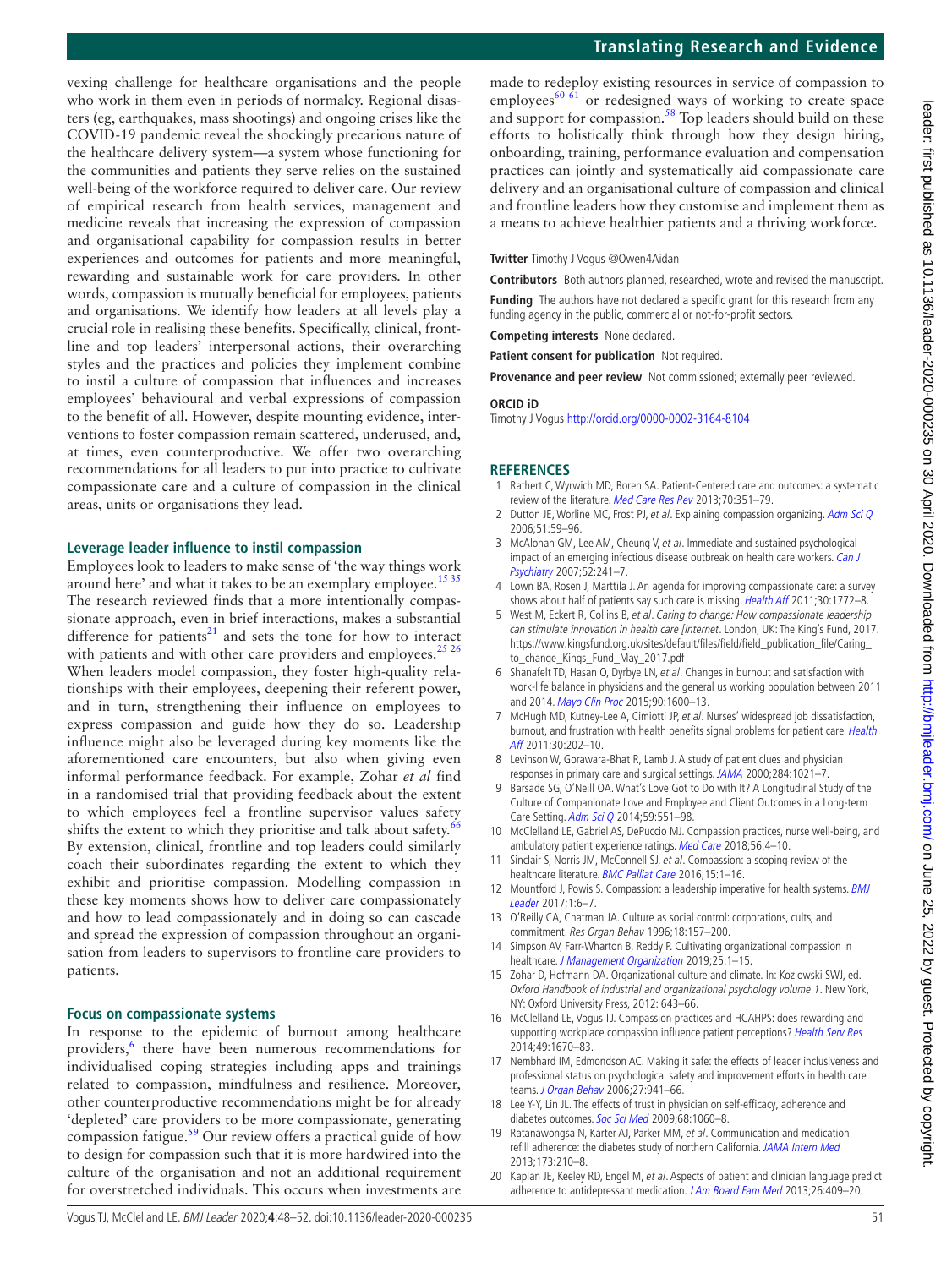vexing challenge for healthcare organisations and the people who work in them even in periods of normalcy. Regional disasters (eg, earthquakes, mass shootings) and ongoing crises like the COVID-19 pandemic reveal the shockingly precarious nature of the healthcare delivery system—a system whose functioning for the communities and patients they serve relies on the sustained well-being of the workforce required to deliver care. Our review of empirical research from health services, management and medicine reveals that increasing the expression of compassion and organisational capability for compassion results in better experiences and outcomes for patients and more meaningful, rewarding and sustainable work for care providers. In other words, compassion is mutually beneficial for employees, patients and organisations. We identify how leaders at all levels play a crucial role in realising these benefits. Specifically, clinical, frontline and top leaders' interpersonal actions, their overarching styles and the practices and policies they implement combine to instil a culture of compassion that influences and increases employees' behavioural and verbal expressions of compassion to the benefit of all. However, despite mounting evidence, interventions to foster compassion remain scattered, underused, and, at times, even counterproductive. We offer two overarching recommendations for all leaders to put into practice to cultivate compassionate care and a culture of compassion in the clinical areas, units or organisations they lead.

### Leverage leader influence to instil compassion

Employees look to leaders to make sense of 'the way things work around here' and what it takes to be an exemplary employee.[15 35] The research reviewed finds that a more intentionally compassionate approach, even in brief interactions, makes a substantial difference for patients[21] and sets the tone for how to interact with patients and with other care providers and employees.[25 26] When leaders model compassion, they foster high-quality relationships with their employees, deepening their referent power, and in turn, strengthening their influence on employees to express compassion and guide how they do so. Leadership influence might also be leveraged during key moments like the aforementioned care encounters, but also when giving even informal performance feedback. For example, Zohar *et al* find in a randomised trial that providing feedback about the extent to which employees feel a frontline supervisor values safety shifts the extent to which they prioritise and talk about safety.[66] By extension, clinical, frontline and top leaders could similarly coach their subordinates regarding the extent to which they exhibit and prioritise compassion. Modelling compassion in these key moments shows how to deliver care compassionately and how to lead compassionately and in doing so can cascade and spread the expression of compassion throughout an organisation from leaders to supervisors to frontline care providers to patients.

### Focus on compassionate systems

In response to the epidemic of burnout among healthcare providers,[6] there have been numerous recommendations for individualised coping strategies including apps and trainings related to compassion, mindfulness and resilience. Moreover, other counterproductive recommendations might be for already 'depleted' care providers to be more compassionate, generating compassion fatigue.[59] Our review offers a practical guide of how to design for compassion such that it is more hardwired into the culture of the organisation and not an additional requirement for overstretched individuals. This occurs when investments are made to redeploy existing resources in service of compassion to employees[60 61] or redesigned ways of working to create space and support for compassion.[58] Top leaders should build on these efforts to holistically think through how they design hiring, onboarding, training, performance evaluation and compensation practices can jointly and systematically aid compassionate care delivery and an organisational culture of compassion and clinical and frontline leaders how they customise and implement them as a means to achieve healthier patients and a thriving workforce.

**Twitter** Timothy J Vogus @Owen4Aidan

**Contributors** Both authors planned, researched, wrote and revised the manuscript.

**Funding** The authors have not declared a specific grant for this research from any funding agency in the public, commercial or not-for-profit sectors.

**Competing interests** None declared.

**Patient consent for publication** Not required.

**Provenance and peer review** Not commissioned; externally peer reviewed.

**ORCID iD**

Timothy J Vogus http://orcid.org/0000-0002-3164-8104

## REFERENCES

1. Rathert C, Wyrwich MD, Boren SA. Patient-Centered care and outcomes: a systematic review of the literature. *Med Care Res Rev* 2013;70:351–79.
2. Dutton JE, Worline MC, Frost PJ, *et al*. Explaining compassion organizing. *Adm Sci Q* 2006;51:59–96.
3. McAlonan GM, Lee AM, Cheung V, *et al*. Immediate and sustained psychological impact of an emerging infectious disease outbreak on health care workers. *Can J Psychiatry* 2007;52:241–7.
4. Lown BA, Rosen J, Marttila J. An agenda for improving compassionate care: a survey shows about half of patients say such care is missing. *Health Aff* 2011;30:1772–8.
5. West M, Eckert R, Collins B, *et al*. *Caring to change: How compassionate leadership can stimulate innovation in health care [Internet*. London, UK: The King's Fund, 2017. https://www.kingsfund.org.uk/sites/default/files/field/field_publication_file/Caring_to_change_Kings_Fund_May_2017.pdf
6. Shanafelt TD, Hasan O, Dyrbye LN, *et al*. Changes in burnout and satisfaction with work-life balance in physicians and the general us working population between 2011 and 2014. *Mayo Clin Proc* 2015;90:1600–13.
7. McHugh MD, Kutney-Lee A, Cimiotti JP, *et al*. Nurses' widespread job dissatisfaction, burnout, and frustration with health benefits signal problems for patient care. *Health Aff* 2011;30:202–10.
8. Levinson W, Gorawara-Bhat R, Lamb J. A study of patient clues and physician responses in primary care and surgical settings. *JAMA* 2000;284:1021–7.
9. Barsade SG, O'Neill OA. What's Love Got to Do with It? A Longitudinal Study of the Culture of Companionate Love and Employee and Client Outcomes in a Long-term Care Setting. *Adm Sci Q* 2014;59:551–98.
10. McClelland LE, Gabriel AS, DePuccio MJ. Compassion practices, nurse well-being, and ambulatory patient experience ratings. *Med Care* 2018;56:4–10.
11. Sinclair S, Norris JM, McConnell SJ, *et al*. Compassion: a scoping review of the healthcare literature. *BMC Palliat Care* 2016;15:1–16.
12. Mountford J, Powis S. Compassion: a leadership imperative for health systems. *BMJ Leader* 2017;1:6–7.
13. O'Reilly CA, Chatman JA. Culture as social control: corporations, cults, and commitment. *Res Organ Behav* 1996;18:157–200.
14. Simpson AV, Farr-Wharton B, Reddy P. Cultivating organizational compassion in healthcare. *J Management Organization* 2019;25:1–15.
15. Zohar D, Hofmann DA. Organizational culture and climate. In: Kozlowski SWJ, ed. *Oxford Handbook of industrial and organizational psychology volume 1*. New York, NY: Oxford University Press, 2012: 643–66.
16. McClelland LE, Vogus TJ. Compassion practices and HCAHPS: does rewarding and supporting workplace compassion influence patient perceptions? *Health Serv Res* 2014;49:1670–83.
17. Nembhard IM, Edmondson AC. Making it safe: the effects of leader inclusiveness and professional status on psychological safety and improvement efforts in health care teams. *J Organ Behav* 2006;27:941–66.
18. Lee Y-Y, Lin JL. The effects of trust in physician on self-efficacy, adherence and diabetes outcomes. *Soc Sci Med* 2009;68:1060–8.
19. Ratanawongsa N, Karter AJ, Parker MM, *et al*. Communication and medication refill adherence: the diabetes study of northern California. *JAMA Intern Med* 2013;173:210–8.
20. Kaplan JE, Keeley RD, Engel M, *et al*. Aspects of patient and clinician language predict adherence to antidepressant medication. *J Am Board Fam Med* 2013;26:409–20.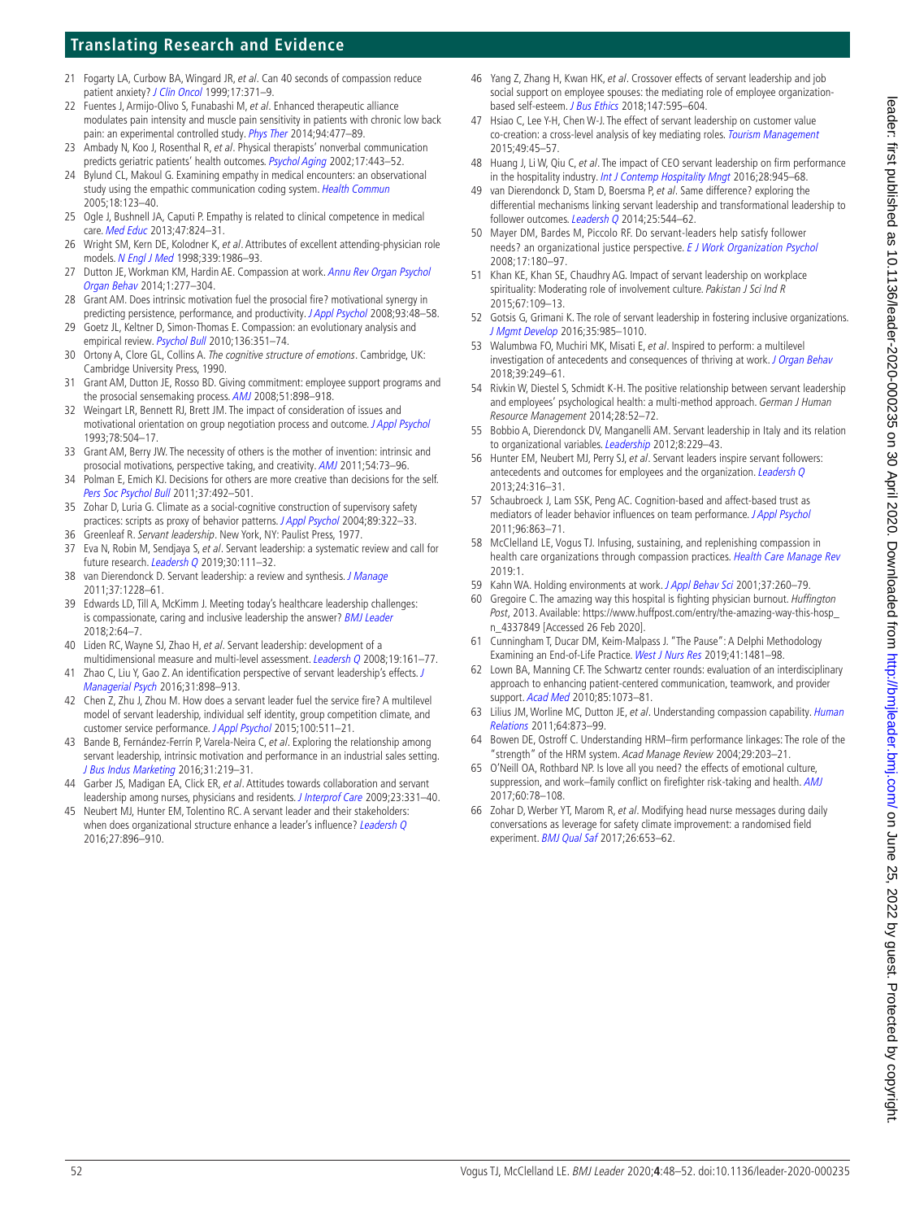21 Fogarty LA, Curbow BA, Wingard JR, *et al*. Can 40 seconds of compassion reduce patient anxiety? *J Clin Oncol* 1999;17:371–9.
22 Fuentes J, Armijo-Olivo S, Funabashi M, *et al*. Enhanced therapeutic alliance modulates pain intensity and muscle pain sensitivity in patients with chronic low back pain: an experimental controlled study. *Phys Ther* 2014;94:477–89.
23 Ambady N, Koo J, Rosenthal R, *et al*. Physical therapists' nonverbal communication predicts geriatric patients' health outcomes. *Psychol Aging* 2002;17:443–52.
24 Bylund CL, Makoul G. Examining empathy in medical encounters: an observational study using the empathic communication coding system. *Health Commun* 2005;18:123–40.
25 Ogle J, Bushnell JA, Caputi P. Empathy is related to clinical competence in medical care. *Med Educ* 2013;47:824–31.
26 Wright SM, Kern DE, Kolodner K, *et al*. Attributes of excellent attending-physician role models. *N Engl J Med* 1998;339:1986–93.
27 Dutton JE, Workman KM, Hardin AE. Compassion at work. *Annu Rev Organ Psychol Organ Behav* 2014;1:277–304.
28 Grant AM. Does intrinsic motivation fuel the prosocial fire? motivational synergy in predicting persistence, performance, and productivity. *J Appl Psychol* 2008;93:48–58.
29 Goetz JL, Keltner D, Simon-Thomas E. Compassion: an evolutionary analysis and empirical review. *Psychol Bull* 2010;136:351–74.
30 Ortony A, Clore GL, Collins A. *The cognitive structure of emotions*. Cambridge, UK: Cambridge University Press, 1990.
31 Grant AM, Dutton JE, Rosso BD. Giving commitment: employee support programs and the prosocial sensemaking process. *AMJ* 2008;51:898–918.
32 Weingart LR, Bennett RJ, Brett JM. The impact of consideration of issues and motivational orientation on group negotiation process and outcome. *J Appl Psychol* 1993;78:504–17.
33 Grant AM, Berry JW. The necessity of others is the mother of invention: intrinsic and prosocial motivations, perspective taking, and creativity. *AMJ* 2011;54:73–96.
34 Polman E, Emich KJ. Decisions for others are more creative than decisions for the self. *Pers Soc Psychol Bull* 2011;37:492–501.
35 Zohar D, Luria G. Climate as a social-cognitive construction of supervisory safety practices: scripts as proxy of behavior patterns. *J Appl Psychol* 2004;89:322–33.
36 Greenleaf R. *Servant leadership*. New York, NY: Paulist Press, 1977.
37 Eva N, Robin M, Sendjaya S, *et al*. Servant leadership: a systematic review and call for future research. *Leadersh Q* 2019;30:111–32.
38 van Dierendonck D. Servant leadership: a review and synthesis. *J Manage* 2011;37:1228–61.
39 Edwards LD, Till A, McKimm J. Meeting today's healthcare leadership challenges: is compassionate, caring and inclusive leadership the answer? *BMJ Leader* 2018;2:64–7.
40 Liden RC, Wayne SJ, Zhao H, *et al*. Servant leadership: development of a multidimensional measure and multi-level assessment. *Leadersh Q* 2008;19:161–77.
41 Zhao C, Liu Y, Gao Z. An identification perspective of servant leadership's effects. *J Managerial Psych* 2016;31:898–913.
42 Chen Z, Zhu J, Zhou M. How does a servant leader fuel the service fire? A multilevel model of servant leadership, individual self identity, group competition climate, and customer service performance. *J Appl Psychol* 2015;100:511–21.
43 Bande B, Fernández-Ferrín P, Varela-Neira C, *et al*. Exploring the relationship among servant leadership, intrinsic motivation and performance in an industrial sales setting. *J Bus Indus Marketing* 2016;31:219–31.
44 Garber JS, Madigan EA, Click ER, *et al*. Attitudes towards collaboration and servant leadership among nurses, physicians and residents. *J Interprof Care* 2009;23:331–40.
45 Neubert MJ, Hunter EM, Tolentino RC. A servant leader and their stakeholders: when does organizational structure enhance a leader's influence? *Leadersh Q* 2016;27:896–910.
46 Yang Z, Zhang H, Kwan HK, *et al*. Crossover effects of servant leadership and job social support on employee spouses: the mediating role of employee organization-based self-esteem. *J Bus Ethics* 2018;147:595–604.
47 Hsiao C, Lee Y-H, Chen W-J. The effect of servant leadership on customer value co-creation: a cross-level analysis of key mediating roles. *Tourism Management* 2015;49:45–57.
48 Huang J, Li W, Qiu C, *et al*. The impact of CEO servant leadership on firm performance in the hospitality industry. *Int J Contemp Hospitality Mngt* 2016;28:945–68.
49 van Dierendonck D, Stam D, Boersma P, *et al*. Same difference? exploring the differential mechanisms linking servant leadership and transformational leadership to follower outcomes. *Leadersh Q* 2014;25:544–62.
50 Mayer DM, Bardes M, Piccolo RF. Do servant-leaders help satisfy follower needs? an organizational justice perspective. *E J Work Organization Psychol* 2008;17:180–97.
51 Khan KE, Khan SE, Chaudhry AG. Impact of servant leadership on workplace spirituality: Moderating role of involvement culture. *Pakistan J Sci Ind R* 2015;67:109–13.
52 Gotsis G, Grimani K. The role of servant leadership in fostering inclusive organizations. *J Mgmt Develop* 2016;35:985–1010.
53 Walumbwa FO, Muchiri MK, Misati E, *et al*. Inspired to perform: a multilevel investigation of antecedents and consequences of thriving at work. *J Organ Behav* 2018;39:249–61.
54 Rivkin W, Diestel S, Schmidt K-H. The positive relationship between servant leadership and employees' psychological health: a multi-method approach. *German J Human Resource Management* 2014;28:52–72.
55 Bobbio A, Dierendonck DV, Manganelli AM. Servant leadership in Italy and its relation to organizational variables. *Leadership* 2012;8:229–43.
56 Hunter EM, Neubert MJ, Perry SJ, *et al*. Servant leaders inspire servant followers: antecedents and outcomes for employees and the organization. *Leadersh Q* 2013;24:316–31.
57 Schaubroeck J, Lam SSK, Peng AC. Cognition-based and affect-based trust as mediators of leader behavior influences on team performance. *J Appl Psychol* 2011;96:863–71.
58 McClelland LE, Vogus TJ. Infusing, sustaining, and replenishing compassion in health care organizations through compassion practices. *Health Care Manage Rev* 2019:1.
59 Kahn WA. Holding environments at work. *J Appl Behav Sci* 2001;37:260–79.
60 Gregoire C. The amazing way this hospital is fighting physician burnout. *Huffington Post*, 2013. Available: https://www.huffpost.com/entry/the-amazing-way-this-hosp_n_4337849 [Accessed 26 Feb 2020].
61 Cunningham T, Ducar DM, Keim-Malpass J. "The Pause": A Delphi Methodology Examining an End-of-Life Practice. *West J Nurs Res* 2019;41:1481–98.
62 Lown BA, Manning CF. The Schwartz center rounds: evaluation of an interdisciplinary approach to enhancing patient-centered communication, teamwork, and provider support. *Acad Med* 2010;85:1073–81.
63 Lilius JM, Worline MC, Dutton JE, *et al*. Understanding compassion capability. *Human Relations* 2011;64:873–99.
64 Bowen DE, Ostroff C. Understanding HRM–firm performance linkages: The role of the "strength" of the HRM system. *Acad Manage Review* 2004;29:203–21.
65 O'Neill OA, Rothbard NP. Is love all you need? the effects of emotional culture, suppression, and work–family conflict on firefighter risk-taking and health. *AMJ* 2017;60:78–108.
66 Zohar D, Werber YT, Marom R, *et al*. Modifying head nurse messages during daily conversations as leverage for safety climate improvement: a randomised field experiment. *BMJ Qual Saf* 2017;26:653–62.